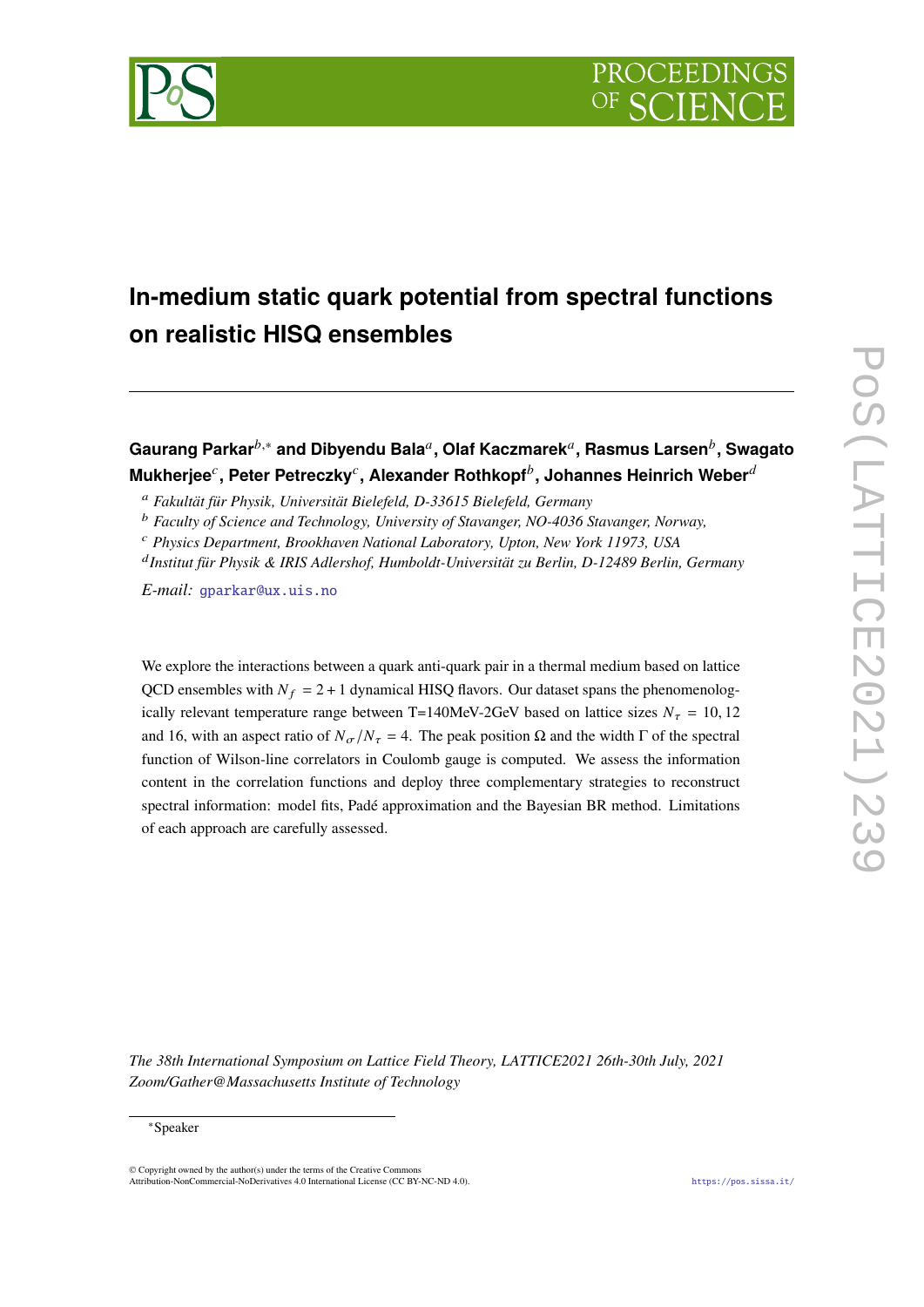# In-medium static quark potential from spectral functions on realistic HISQ ensembles

**Gaurang Parkar**[b,*] **and Dibyendu Bala**[a], **Olaf Kaczmarek**[a], **Rasmus Larsen**[b], **Swagato Mukherjee**[c], **Peter Petreczky**[c], **Alexander Rothkopf**[b], **Johannes Heinrich Weber**[d]

[a] *Fakultät für Physik, Universität Bielefeld, D-33615 Bielefeld, Germany*

[b] *Faculty of Science and Technology, University of Stavanger, NO-4036 Stavanger, Norway,*

[c] *Physics Department, Brookhaven National Laboratory, Upton, New York 11973, USA*

[d] *Institut für Physik & IRIS Adlershof, Humboldt-Universität zu Berlin, D-12489 Berlin, Germany*

*E-mail:* gparkar@ux.uis.no

We explore the interactions between a quark anti-quark pair in a thermal medium based on lattice QCD ensembles with $N_f = 2+1$ dynamical HISQ flavors. Our dataset spans the phenomenologically relevant temperature range between T=140MeV-2GeV based on lattice sizes $N_\tau = 10, 12$ and 16, with an aspect ratio of $N_\sigma/N_\tau = 4$. The peak position $\Omega$ and the width $\Gamma$ of the spectral function of Wilson-line correlators in Coulomb gauge is computed. We assess the information content in the correlation functions and deploy three complementary strategies to reconstruct spectral information: model fits, Padé approximation and the Bayesian BR method. Limitations of each approach are carefully assessed.

*The 38th International Symposium on Lattice Field Theory, LATTICE2021 26th-30th July, 2021 Zoom/Gather@Massachusetts Institute of Technology*

*Speaker

© Copyright owned by the author(s) under the terms of the Creative Commons Attribution-NonCommercial-NoDerivatives 4.0 International License (CC BY-NC-ND 4.0).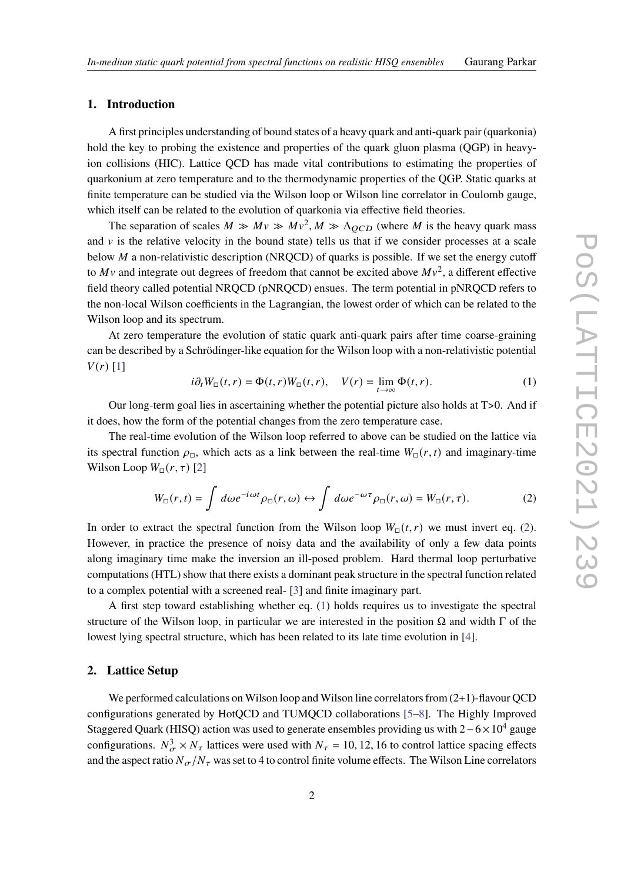## 1. Introduction

A first principles understanding of bound states of a heavy quark and anti-quark pair (quarkonia) hold the key to probing the existence and properties of the quark gluon plasma (QGP) in heavy-ion collisions (HIC). Lattice QCD has made vital contributions to estimating the properties of quarkonium at zero temperature and to the thermodynamic properties of the QGP. Static quarks at finite temperature can be studied via the Wilson loop or Wilson line correlator in Coulomb gauge, which itself can be related to the evolution of quarkonia via effective field theories.

The separation of scales $M \gg Mv \gg Mv^2, M \gg \Lambda_{QCD}$ (where $M$ is the heavy quark mass and $v$ is the relative velocity in the bound state) tells us that if we consider processes at a scale below $M$ a non-relativistic description (NRQCD) of quarks is possible. If we set the energy cutoff to $Mv$ and integrate out degrees of freedom that cannot be excited above $Mv^2$, a different effective field theory called potential NRQCD (pNRQCD) ensues. The term potential in pNRQCD refers to the non-local Wilson coefficients in the Lagrangian, the lowest order of which can be related to the Wilson loop and its spectrum.

At zero temperature the evolution of static quark anti-quark pairs after time coarse-graining can be described by a Schrödinger-like equation for the Wilson loop with a non-relativistic potential $V(r)$ [1]

$$i\partial_t W_\square(t,r) = \Phi(t,r) W_\square(t,r), \quad V(r) = \lim_{t\to\infty} \Phi(t,r). \tag{1}$$

Our long-term goal lies in ascertaining whether the potential picture also holds at T>0. And if it does, how the form of the potential changes from the zero temperature case.

The real-time evolution of the Wilson loop referred to above can be studied on the lattice via its spectral function $\rho_\square$, which acts as a link between the real-time $W_\square(r,t)$ and imaginary-time Wilson Loop $W_\square(r,\tau)$ [2]

$$W_\square(r,t) = \int d\omega e^{-i\omega t} \rho_\square(r,\omega) \leftrightarrow \int d\omega e^{-\omega\tau} \rho_\square(r,\omega) = W_\square(r,\tau). \tag{2}$$

In order to extract the spectral function from the Wilson loop $W_\square(t,r)$ we must invert eq. (2). However, in practice the presence of noisy data and the availability of only a few data points along imaginary time make the inversion an ill-posed problem. Hard thermal loop perturbative computations (HTL) show that there exists a dominant peak structure in the spectral function related to a complex potential with a screened real- [3] and finite imaginary part.

A first step toward establishing whether eq. (1) holds requires us to investigate the spectral structure of the Wilson loop, in particular we are interested in the position $\Omega$ and width $\Gamma$ of the lowest lying spectral structure, which has been related to its late time evolution in [4].

## 2. Lattice Setup

We performed calculations on Wilson loop and Wilson line correlators from (2+1)-flavour QCD configurations generated by HotQCD and TUMQCD collaborations [5–8]. The Highly Improved Staggered Quark (HISQ) action was used to generate ensembles providing us with $2-6\times 10^4$ gauge configurations. $N_\sigma^3 \times N_\tau$ lattices were used with $N_\tau = 10, 12, 16$ to control lattice spacing effects and the aspect ratio $N_\sigma/N_\tau$ was set to 4 to control finite volume effects. The Wilson Line correlators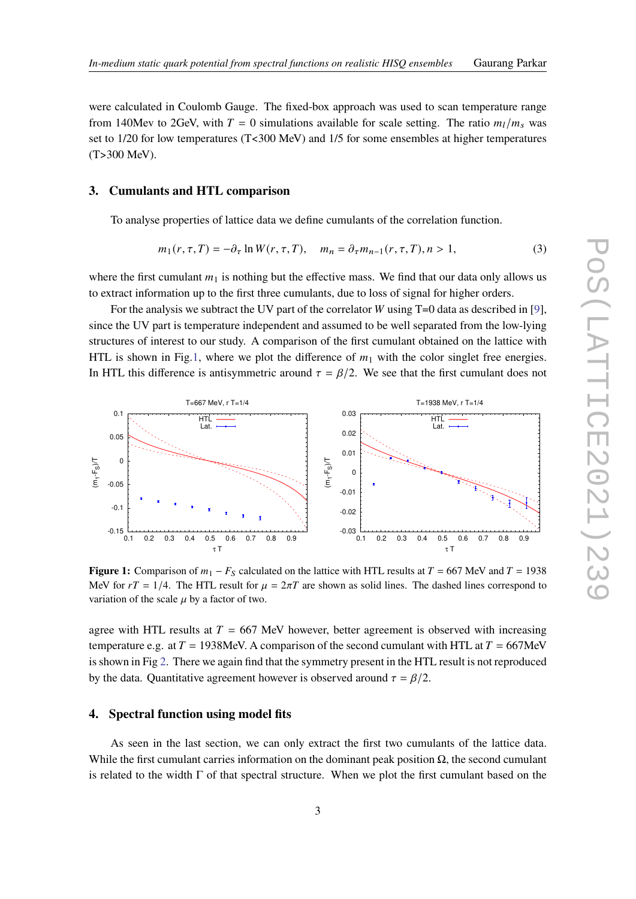were calculated in Coulomb Gauge. The fixed-box approach was used to scan temperature range from 140Mev to 2GeV, with $T = 0$ simulations available for scale setting. The ratio $m_l/m_s$ was set to 1/20 for low temperatures (T<300 MeV) and 1/5 for some ensembles at higher temperatures (T>300 MeV).

## 3. Cumulants and HTL comparison

To analyse properties of lattice data we define cumulants of the correlation function.

$$m_1(r,\tau,T) = -\partial_\tau \ln W(r,\tau,T), \quad m_n = \partial_\tau m_{n-1}(r,\tau,T), n > 1, \tag{3}$$

where the first cumulant $m_1$ is nothing but the effective mass. We find that our data only allows us to extract information up to the first three cumulants, due to loss of signal for higher orders.

For the analysis we subtract the UV part of the correlator $W$ using T=0 data as described in [9], since the UV part is temperature independent and assumed to be well separated from the low-lying structures of interest to our study. A comparison of the first cumulant obtained on the lattice with HTL is shown in Fig.1, where we plot the difference of $m_1$ with the color singlet free energies. In HTL this difference is antisymmetric around $\tau = \beta/2$. We see that the first cumulant does not

**Figure 1:** Comparison of $m_1 - F_S$ calculated on the lattice with HTL results at $T = 667$ MeV and $T = 1938$ MeV for $rT = 1/4$. The HTL result for $\mu = 2\pi T$ are shown as solid lines. The dashed lines correspond to variation of the scale $\mu$ by a factor of two.

agree with HTL results at $T = 667$ MeV however, better agreement is observed with increasing temperature e.g. at $T = 1938$MeV. A comparison of the second cumulant with HTL at $T = 667$MeV is shown in Fig 2. There we again find that the symmetry present in the HTL result is not reproduced by the data. Quantitative agreement however is observed around $\tau = \beta/2$.

## 4. Spectral function using model fits

As seen in the last section, we can only extract the first two cumulants of the lattice data. While the first cumulant carries information on the dominant peak position $\Omega$, the second cumulant is related to the width $\Gamma$ of that spectral structure. When we plot the first cumulant based on the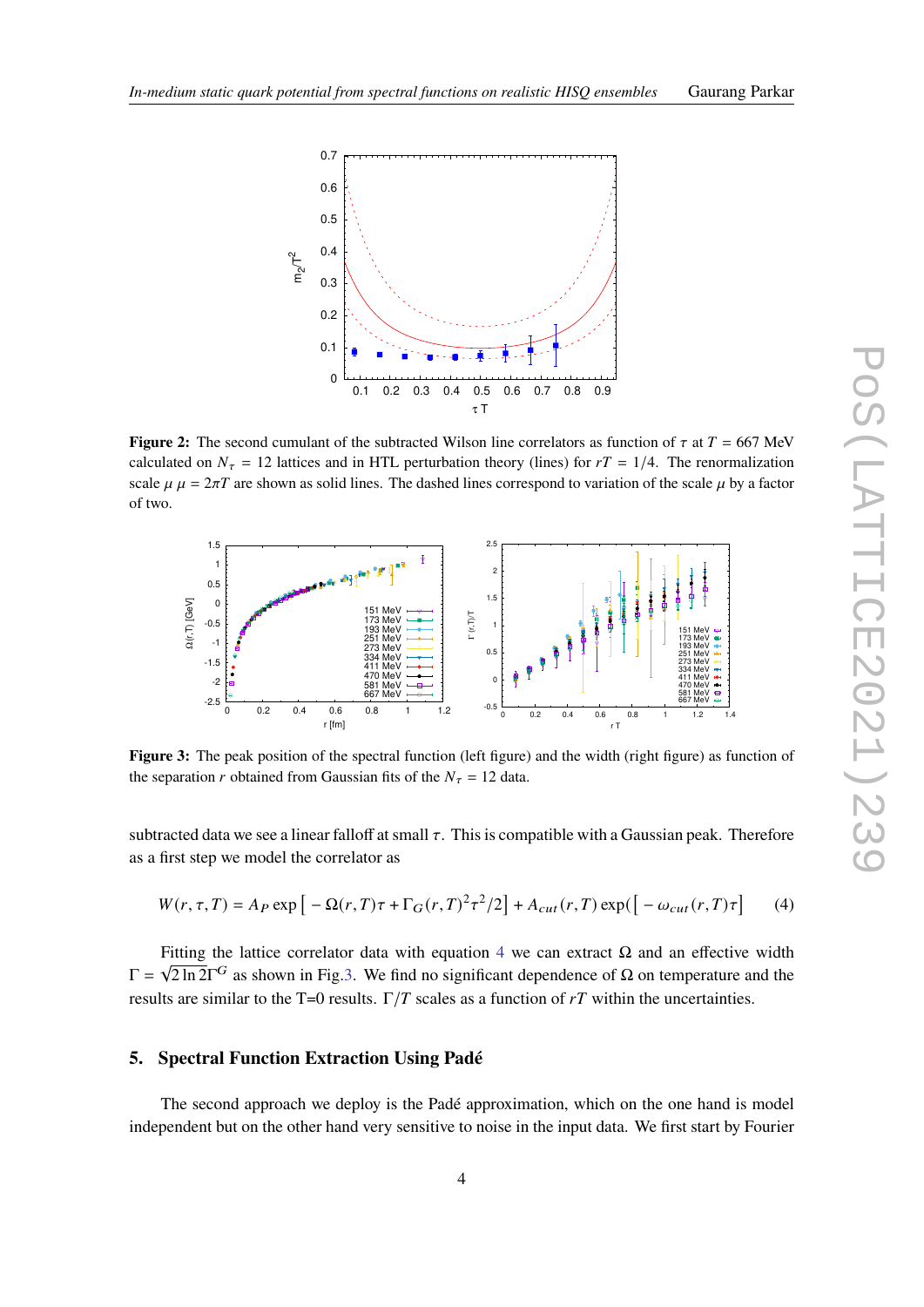**Figure 2:** The second cumulant of the subtracted Wilson line correlators as function of $\tau$ at $T = 667$ MeV calculated on $N_\tau = 12$ lattices and in HTL perturbation theory (lines) for $rT = 1/4$. The renormalization scale $\mu$ $\mu = 2\pi T$ are shown as solid lines. The dashed lines correspond to variation of the scale $\mu$ by a factor of two.

**Figure 3:** The peak position of the spectral function (left figure) and the width (right figure) as function of the separation $r$ obtained from Gaussian fits of the $N_\tau = 12$ data.

subtracted data we see a linear falloff at small $\tau$. This is compatible with a Gaussian peak. Therefore as a first step we model the correlator as

$$W(r, \tau, T) = A_P \exp\left[ -\Omega(r, T)\tau + \Gamma_G(r, T)^2\tau^2/2 \right] + A_{cut}(r, T) \exp(\left[ -\omega_{cut}(r, T)\tau \right] \tag{4}$$

Fitting the lattice correlator data with equation 4 we can extract $\Omega$ and an effective width $\Gamma = \sqrt{2\ln 2}\Gamma^G$ as shown in Fig.3. We find no significant dependence of $\Omega$ on temperature and the results are similar to the T=0 results. $\Gamma/T$ scales as a function of $rT$ within the uncertainties.

## 5. Spectral Function Extraction Using Padé

The second approach we deploy is the Padé approximation, which on the one hand is model independent but on the other hand very sensitive to noise in the input data. We first start by Fourier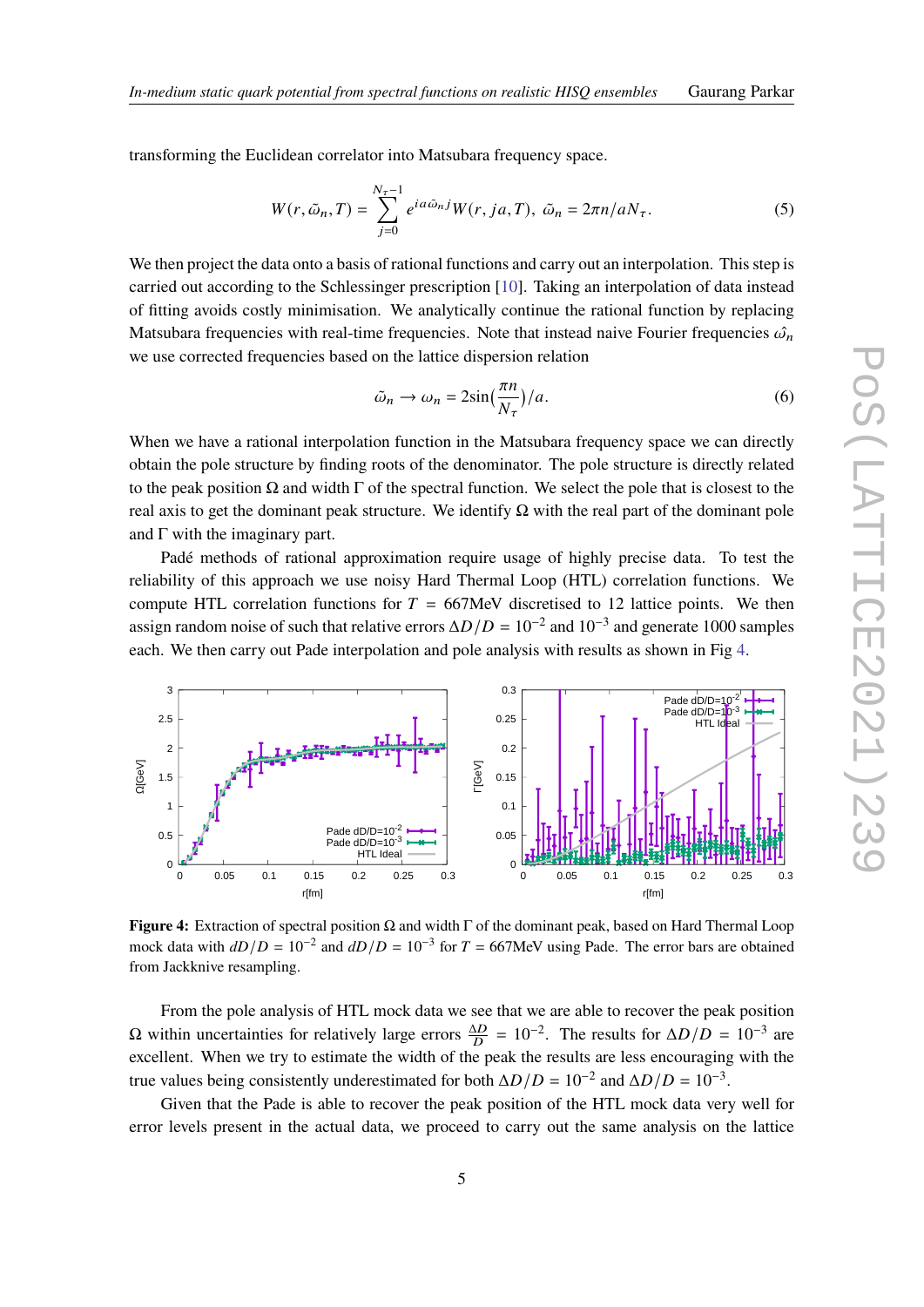transforming the Euclidean correlator into Matsubara frequency space.

$$W(r, \tilde{\omega}_n, T) = \sum_{j=0}^{N_\tau - 1} e^{ia\tilde{\omega}_n j} W(r, ja, T), \; \tilde{\omega}_n = 2\pi n / aN_\tau. \tag{5}$$

We then project the data onto a basis of rational functions and carry out an interpolation. This step is carried out according to the Schlessinger prescription [10]. Taking an interpolation of data instead of fitting avoids costly minimisation. We analytically continue the rational function by replacing Matsubara frequencies with real-time frequencies. Note that instead naive Fourier frequencies $\hat{\omega_n}$ we use corrected frequencies based on the lattice dispersion relation

$$\tilde{\omega}_n \to \omega_n = 2\sin\left(\frac{\pi n}{N_\tau}\right)/a. \tag{6}$$

When we have a rational interpolation function in the Matsubara frequency space we can directly obtain the pole structure by finding roots of the denominator. The pole structure is directly related to the peak position $\Omega$ and width $\Gamma$ of the spectral function. We select the pole that is closest to the real axis to get the dominant peak structure. We identify $\Omega$ with the real part of the dominant pole and $\Gamma$ with the imaginary part.

Padé methods of rational approximation require usage of highly precise data. To test the reliability of this approach we use noisy Hard Thermal Loop (HTL) correlation functions. We compute HTL correlation functions for $T = 667$MeV discretised to 12 lattice points. We then assign random noise of such that relative errors $\Delta D/D = 10^{-2}$ and $10^{-3}$ and generate 1000 samples each. We then carry out Pade interpolation and pole analysis with results as shown in Fig 4.

**Figure 4:** Extraction of spectral position $\Omega$ and width $\Gamma$ of the dominant peak, based on Hard Thermal Loop mock data with $dD/D = 10^{-2}$ and $dD/D = 10^{-3}$ for $T = 667$MeV using Pade. The error bars are obtained from Jackknive resampling.

From the pole analysis of HTL mock data we see that we are able to recover the peak position $\Omega$ within uncertainties for relatively large errors $\frac{\Delta D}{D} = 10^{-2}$. The results for $\Delta D/D = 10^{-3}$ are excellent. When we try to estimate the width of the peak the results are less encouraging with the true values being consistently underestimated for both $\Delta D/D = 10^{-2}$ and $\Delta D/D = 10^{-3}$.

Given that the Pade is able to recover the peak position of the HTL mock data very well for error levels present in the actual data, we proceed to carry out the same analysis on the lattice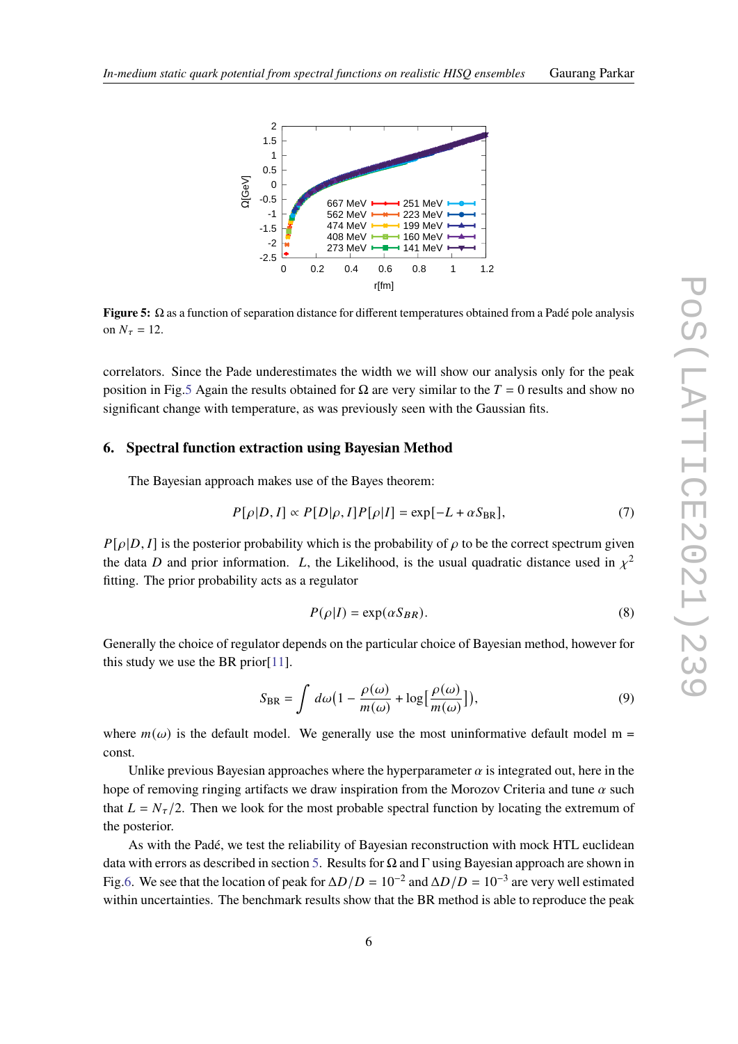**Figure 5:** $\Omega$ as a function of separation distance for different temperatures obtained from a Padé pole analysis on $N_\tau = 12$.

correlators. Since the Pade underestimates the width we will show our analysis only for the peak position in Fig.5 Again the results obtained for $\Omega$ are very similar to the $T = 0$ results and show no significant change with temperature, as was previously seen with the Gaussian fits.

## 6. Spectral function extraction using Bayesian Method

The Bayesian approach makes use of the Bayes theorem:

$$P[\rho|D, I] \propto P[D|\rho, I]P[\rho|I] = \exp[-L + \alpha S_{\mathrm{BR}}], \tag{7}$$

$P[\rho|D, I]$ is the posterior probability which is the probability of $\rho$ to be the correct spectrum given the data $D$ and prior information. $L$, the Likelihood, is the usual quadratic distance used in $\chi^2$ fitting. The prior probability acts as a regulator

$$P(\rho|I) = \exp(\alpha S_{BR}). \tag{8}$$

Generally the choice of regulator depends on the particular choice of Bayesian method, however for this study we use the BR prior[11].

$$S_{\mathrm{BR}} = \int d\omega \Big(1 - \frac{\rho(\omega)}{m(\omega)} + \log\Big[\frac{\rho(\omega)}{m(\omega)}\Big]\Big), \tag{9}$$

where $m(\omega)$ is the default model. We generally use the most uninformative default model m = const.

Unlike previous Bayesian approaches where the hyperparameter $\alpha$ is integrated out, here in the hope of removing ringing artifacts we draw inspiration from the Morozov Criteria and tune $\alpha$ such that $L = N_\tau/2$. Then we look for the most probable spectral function by locating the extremum of the posterior.

As with the Padé, we test the reliability of Bayesian reconstruction with mock HTL euclidean data with errors as described in section 5. Results for $\Omega$ and $\Gamma$ using Bayesian approach are shown in Fig.6. We see that the location of peak for $\Delta D/D = 10^{-2}$ and $\Delta D/D = 10^{-3}$ are very well estimated within uncertainties. The benchmark results show that the BR method is able to reproduce the peak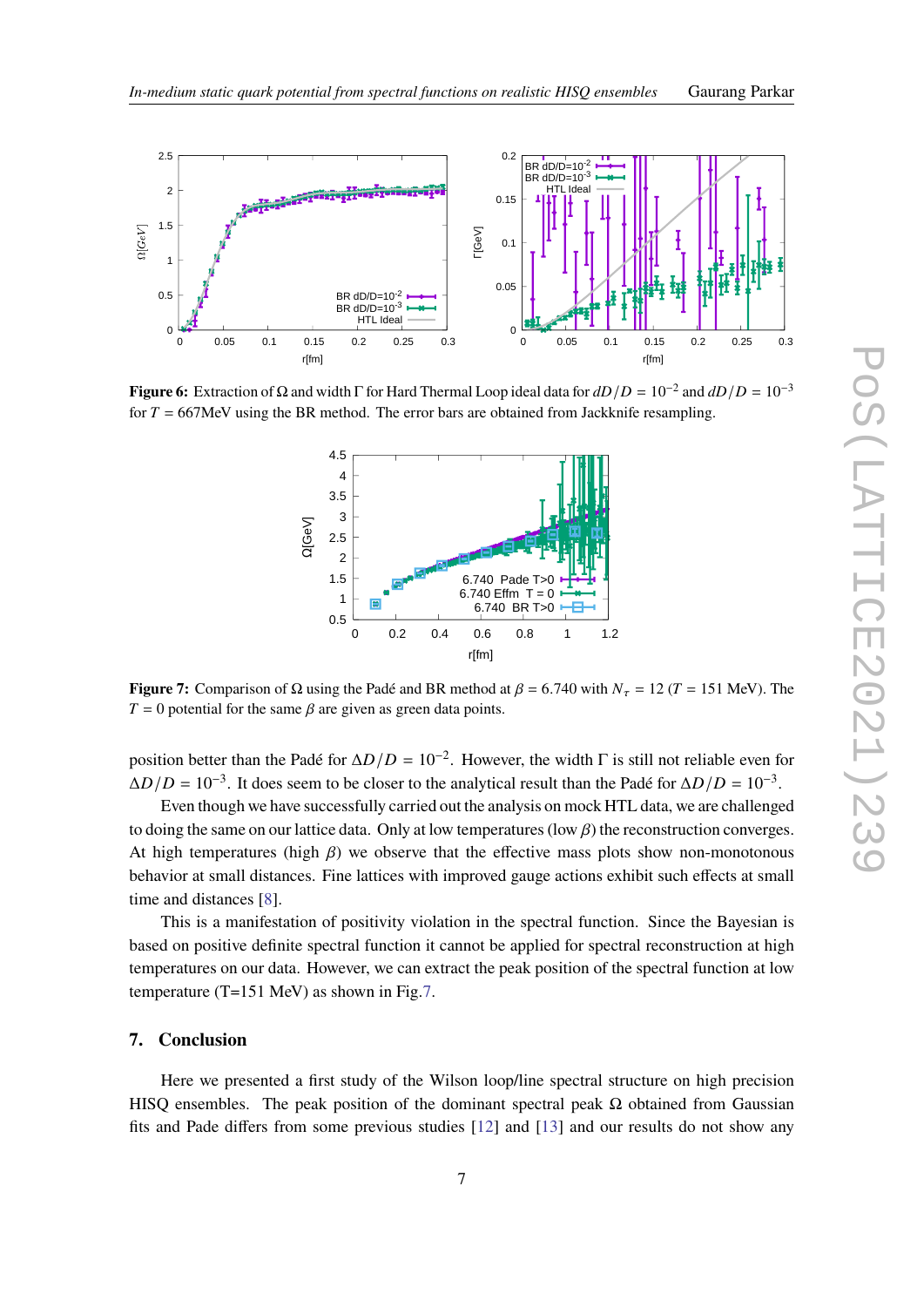**Figure 6:** Extraction of $\Omega$ and width $\Gamma$ for Hard Thermal Loop ideal data for $dD/D = 10^{-2}$ and $dD/D = 10^{-3}$ for $T = 667$MeV using the BR method. The error bars are obtained from Jackknife resampling.

**Figure 7:** Comparison of $\Omega$ using the Padé and BR method at $\beta = 6.740$ with $N_\tau = 12$ ($T = 151$ MeV). The $T = 0$ potential for the same $\beta$ are given as green data points.

position better than the Padé for $\Delta D/D = 10^{-2}$. However, the width $\Gamma$ is still not reliable even for $\Delta D/D = 10^{-3}$. It does seem to be closer to the analytical result than the Padé for $\Delta D/D = 10^{-3}$.

Even though we have successfully carried out the analysis on mock HTL data, we are challenged to doing the same on our lattice data. Only at low temperatures (low $\beta$) the reconstruction converges. At high temperatures (high $\beta$) we observe that the effective mass plots show non-monotonous behavior at small distances. Fine lattices with improved gauge actions exhibit such effects at small time and distances [8].

This is a manifestation of positivity violation in the spectral function. Since the Bayesian is based on positive definite spectral function it cannot be applied for spectral reconstruction at high temperatures on our data. However, we can extract the peak position of the spectral function at low temperature (T=151 MeV) as shown in Fig.7.

## 7. Conclusion

Here we presented a first study of the Wilson loop/line spectral structure on high precision HISQ ensembles. The peak position of the dominant spectral peak $\Omega$ obtained from Gaussian fits and Pade differs from some previous studies [12] and [13] and our results do not show any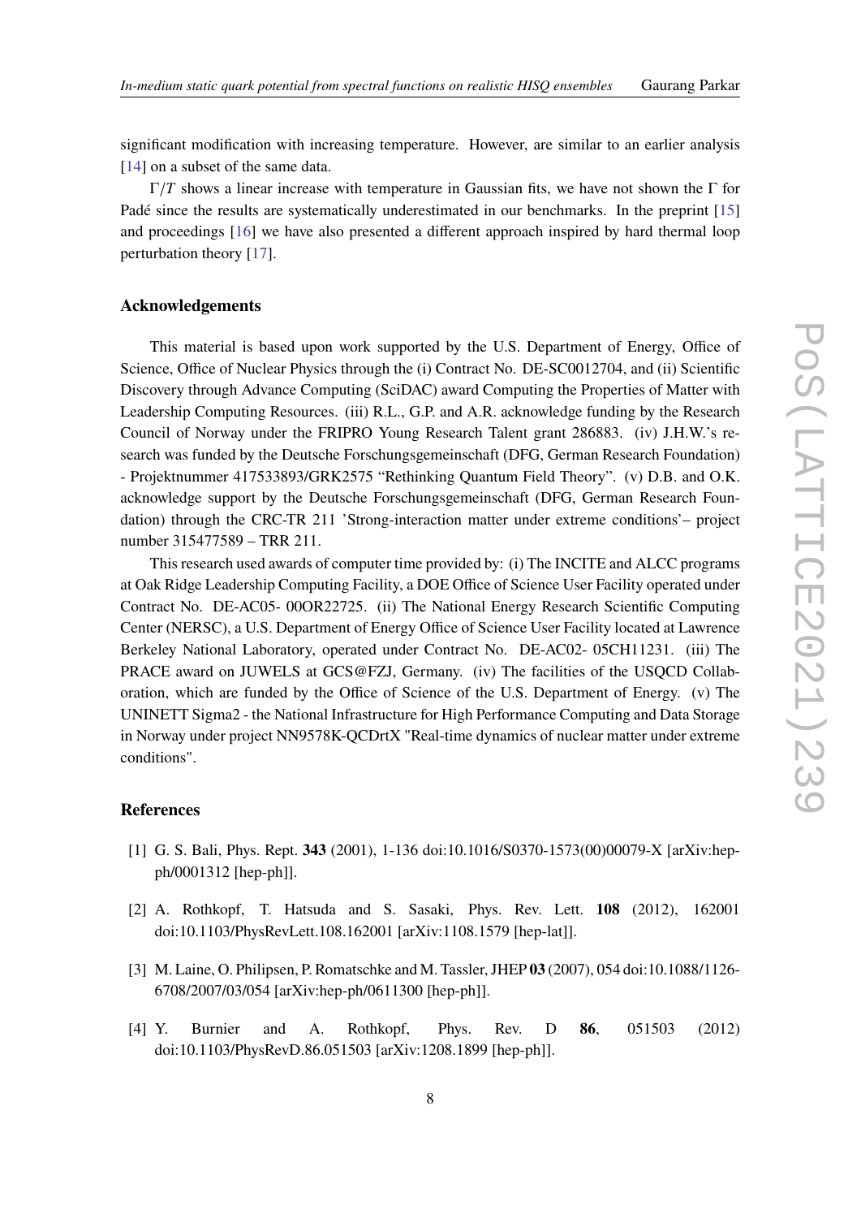significant modification with increasing temperature. However, are similar to an earlier analysis [14] on a subset of the same data.

$\Gamma/T$ shows a linear increase with temperature in Gaussian fits, we have not shown the $\Gamma$ for Padé since the results are systematically underestimated in our benchmarks. In the preprint [15] and proceedings [16] we have also presented a different approach inspired by hard thermal loop perturbation theory [17].

## Acknowledgements

This material is based upon work supported by the U.S. Department of Energy, Office of Science, Office of Nuclear Physics through the (i) Contract No. DE-SC0012704, and (ii) Scientific Discovery through Advance Computing (SciDAC) award Computing the Properties of Matter with Leadership Computing Resources. (iii) R.L., G.P. and A.R. acknowledge funding by the Research Council of Norway under the FRIPRO Young Research Talent grant 286883. (iv) J.H.W.'s research was funded by the Deutsche Forschungsgemeinschaft (DFG, German Research Foundation) - Projektnummer 417533893/GRK2575 "Rethinking Quantum Field Theory". (v) D.B. and O.K. acknowledge support by the Deutsche Forschungsgemeinschaft (DFG, German Research Foundation) through the CRC-TR 211 'Strong-interaction matter under extreme conditions'– project number 315477589 – TRR 211.

This research used awards of computer time provided by: (i) The INCITE and ALCC programs at Oak Ridge Leadership Computing Facility, a DOE Office of Science User Facility operated under Contract No. DE-AC05- 00OR22725. (ii) The National Energy Research Scientific Computing Center (NERSC), a U.S. Department of Energy Office of Science User Facility located at Lawrence Berkeley National Laboratory, operated under Contract No. DE-AC02- 05CH11231. (iii) The PRACE award on JUWELS at GCS@FZJ, Germany. (iv) The facilities of the USQCD Collaboration, which are funded by the Office of Science of the U.S. Department of Energy. (v) The UNINETT Sigma2 - the National Infrastructure for High Performance Computing and Data Storage in Norway under project NN9578K-QCDrtX "Real-time dynamics of nuclear matter under extreme conditions".

## References

[1] G. S. Bali, Phys. Rept. **343** (2001), 1-136 doi:10.1016/S0370-1573(00)00079-X [arXiv:hep-ph/0001312 [hep-ph]].

[2] A. Rothkopf, T. Hatsuda and S. Sasaki, Phys. Rev. Lett. **108** (2012), 162001 doi:10.1103/PhysRevLett.108.162001 [arXiv:1108.1579 [hep-lat]].

[3] M. Laine, O. Philipsen, P. Romatschke and M. Tassler, JHEP **03** (2007), 054 doi:10.1088/1126-6708/2007/03/054 [arXiv:hep-ph/0611300 [hep-ph]].

[4] Y. Burnier and A. Rothkopf, Phys. Rev. D **86**, 051503 (2012) doi:10.1103/PhysRevD.86.051503 [arXiv:1208.1899 [hep-ph]].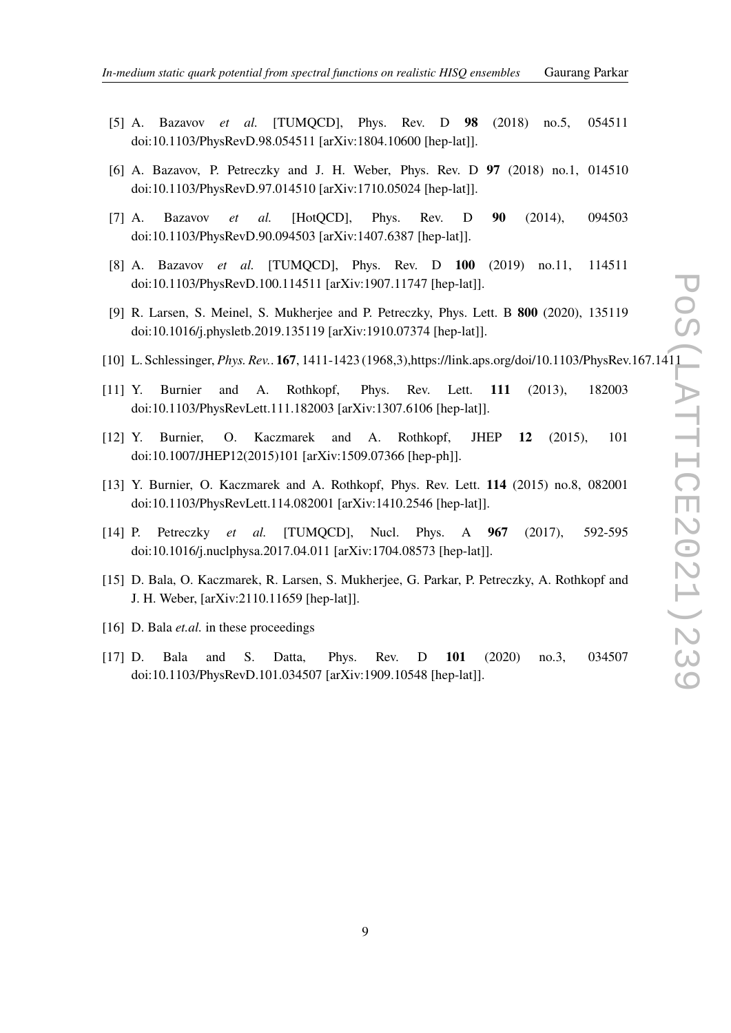[5] A. Bazavov *et al.* [TUMQCD], Phys. Rev. D **98** (2018) no.5, 054511 doi:10.1103/PhysRevD.98.054511 [arXiv:1804.10600 [hep-lat]].

[6] A. Bazavov, P. Petreczky and J. H. Weber, Phys. Rev. D **97** (2018) no.1, 014510 doi:10.1103/PhysRevD.97.014510 [arXiv:1710.05024 [hep-lat]].

[7] A. Bazavov *et al.* [HotQCD], Phys. Rev. D **90** (2014), 094503 doi:10.1103/PhysRevD.90.094503 [arXiv:1407.6387 [hep-lat]].

[8] A. Bazavov *et al.* [TUMQCD], Phys. Rev. D **100** (2019) no.11, 114511 doi:10.1103/PhysRevD.100.114511 [arXiv:1907.11747 [hep-lat]].

[9] R. Larsen, S. Meinel, S. Mukherjee and P. Petreczky, Phys. Lett. B **800** (2020), 135119 doi:10.1016/j.physletb.2019.135119 [arXiv:1910.07374 [hep-lat]].

[10] L. Schlessinger, *Phys. Rev.*. **167**, 1411-1423 (1968,3),https://link.aps.org/doi/10.1103/PhysRev.167.1411

[11] Y. Burnier and A. Rothkopf, Phys. Rev. Lett. **111** (2013), 182003 doi:10.1103/PhysRevLett.111.182003 [arXiv:1307.6106 [hep-lat]].

[12] Y. Burnier, O. Kaczmarek and A. Rothkopf, JHEP **12** (2015), 101 doi:10.1007/JHEP12(2015)101 [arXiv:1509.07366 [hep-ph]].

[13] Y. Burnier, O. Kaczmarek and A. Rothkopf, Phys. Rev. Lett. **114** (2015) no.8, 082001 doi:10.1103/PhysRevLett.114.082001 [arXiv:1410.2546 [hep-lat]].

[14] P. Petreczky *et al.* [TUMQCD], Nucl. Phys. A **967** (2017), 592-595 doi:10.1016/j.nuclphysa.2017.04.011 [arXiv:1704.08573 [hep-lat]].

[15] D. Bala, O. Kaczmarek, R. Larsen, S. Mukherjee, G. Parkar, P. Petreczky, A. Rothkopf and J. H. Weber, [arXiv:2110.11659 [hep-lat]].

[16] D. Bala *et.al.* in these proceedings

[17] D. Bala and S. Datta, Phys. Rev. D **101** (2020) no.3, 034507 doi:10.1103/PhysRevD.101.034507 [arXiv:1909.10548 [hep-lat]].